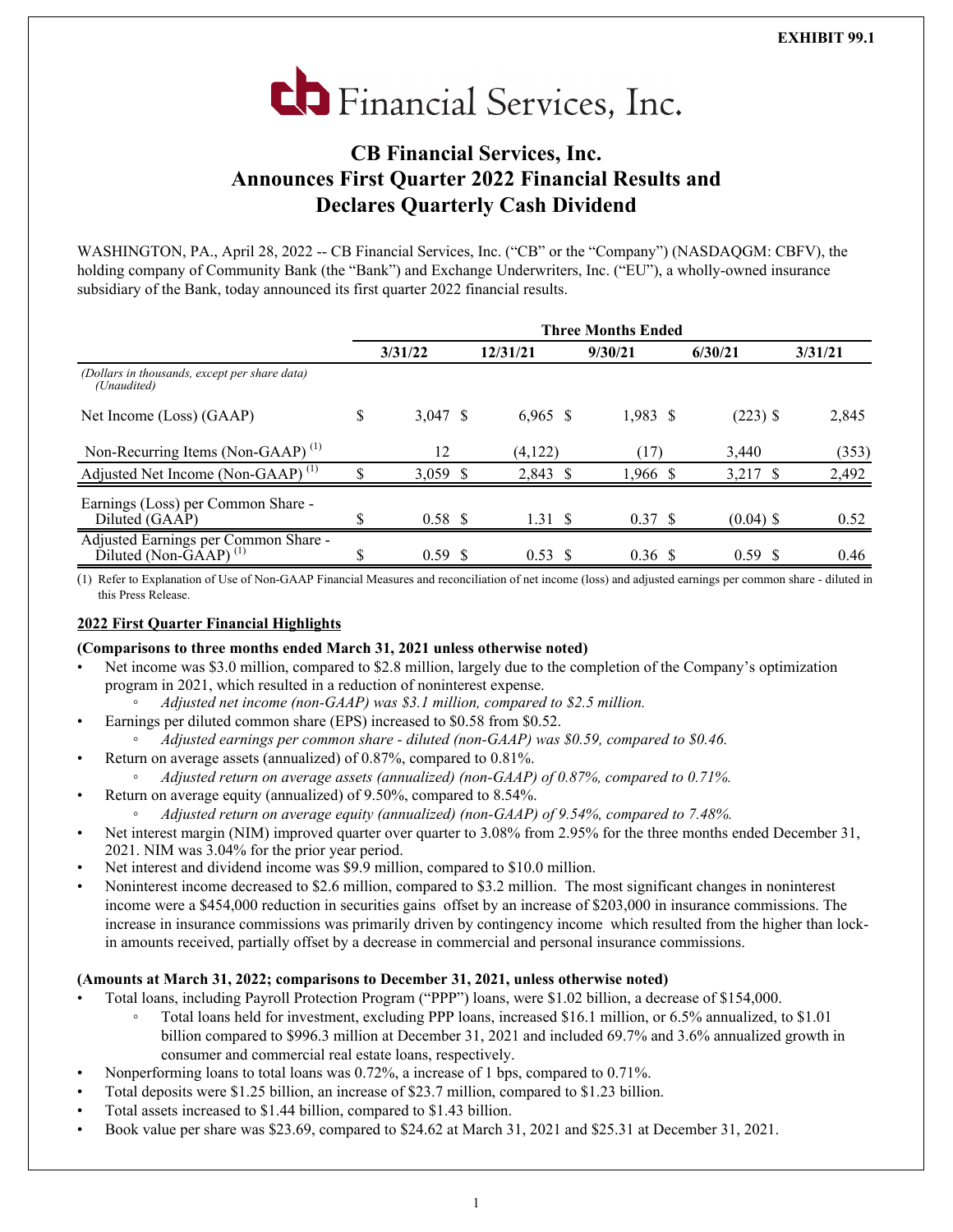EXHIBIT 99.1

cb Financial Services, Inc.

# CB Financial Services, Inc. Announces First Quarter 2022 Financial Results and Declares Quarterly Cash Dividend

WASHINGTON, PA., April 28, 2022 -- CB Financial Services, Inc. ("CB" or the "Company") (NASDAQGM: CBFV), the holding company of Community Bank (the "Bank") and Exchange Underwriters, Inc. ("EU"), a wholly-owned insurance subsidiary of the Bank, today announced its first quarter 2022 financial results.

| | Three Months Ended | | | | |
|---|---|---|---|---|---|
| | 3/31/22 | 12/31/21 | 9/30/21 | 6/30/21 | 3/31/21 |
| *(Dollars in thousands, except per share data) (Unaudited)* | | | | | |
| Net Income (Loss) (GAAP) | $ 3,047 | $ 6,965 | $ 1,983 | $ (223) | $ 2,845 |
| Non-Recurring Items (Non-GAAP) [(1)] | 12 | (4,122) | (17) | 3,440 | (353) |
| Adjusted Net Income (Non-GAAP) [(1)] | $ 3,059 | $ 2,843 | $ 1,966 | $ 3,217 | $ 2,492 |
| Earnings (Loss) per Common Share - Diluted (GAAP) | $ 0.58 | $ 1.31 | $ 0.37 | $ (0.04) | $ 0.52 |
| Adjusted Earnings per Common Share - Diluted (Non-GAAP) [(1)] | $ 0.59 | $ 0.53 | $ 0.36 | $ 0.59 | $ 0.46 |

(1) Refer to Explanation of Use of Non-GAAP Financial Measures and reconciliation of net income (loss) and adjusted earnings per common share - diluted in this Press Release.

## 2022 First Quarter Financial Highlights

**(Comparisons to three months ended March 31, 2021 unless otherwise noted)**

- Net income was $3.0 million, compared to $2.8 million, largely due to the completion of the Company's optimization program in 2021, which resulted in a reduction of noninterest expense.
  - *Adjusted net income (non-GAAP) was $3.1 million, compared to $2.5 million.*
- Earnings per diluted common share (EPS) increased to $0.58 from $0.52.
  - *Adjusted earnings per common share - diluted (non-GAAP) was $0.59, compared to $0.46.*
- Return on average assets (annualized) of 0.87%, compared to 0.81%.
  - *Adjusted return on average assets (annualized) (non-GAAP) of 0.87%, compared to 0.71%.*
- Return on average equity (annualized) of 9.50%, compared to 8.54%.
  - *Adjusted return on average equity (annualized) (non-GAAP) of 9.54%, compared to 7.48%.*
- Net interest margin (NIM) improved quarter over quarter to 3.08% from 2.95% for the three months ended December 31, 2021. NIM was 3.04% for the prior year period.
- Net interest and dividend income was $9.9 million, compared to $10.0 million.
- Noninterest income decreased to $2.6 million, compared to $3.2 million. The most significant changes in noninterest income were a $454,000 reduction in securities gains offset by an increase of $203,000 in insurance commissions. The increase in insurance commissions was primarily driven by contingency income which resulted from the higher than lock-in amounts received, partially offset by a decrease in commercial and personal insurance commissions.

**(Amounts at March 31, 2022; comparisons to December 31, 2021, unless otherwise noted)**

- Total loans, including Payroll Protection Program ("PPP") loans, were $1.02 billion, a decrease of $154,000.
  - Total loans held for investment, excluding PPP loans, increased $16.1 million, or 6.5% annualized, to $1.01 billion compared to $996.3 million at December 31, 2021 and included 69.7% and 3.6% annualized growth in consumer and commercial real estate loans, respectively.
- Nonperforming loans to total loans was 0.72%, a increase of 1 bps, compared to 0.71%.
- Total deposits were $1.25 billion, an increase of $23.7 million, compared to $1.23 billion.
- Total assets increased to $1.44 billion, compared to $1.43 billion.
- Book value per share was $23.69, compared to $24.62 at March 31, 2021 and $25.31 at December 31, 2021.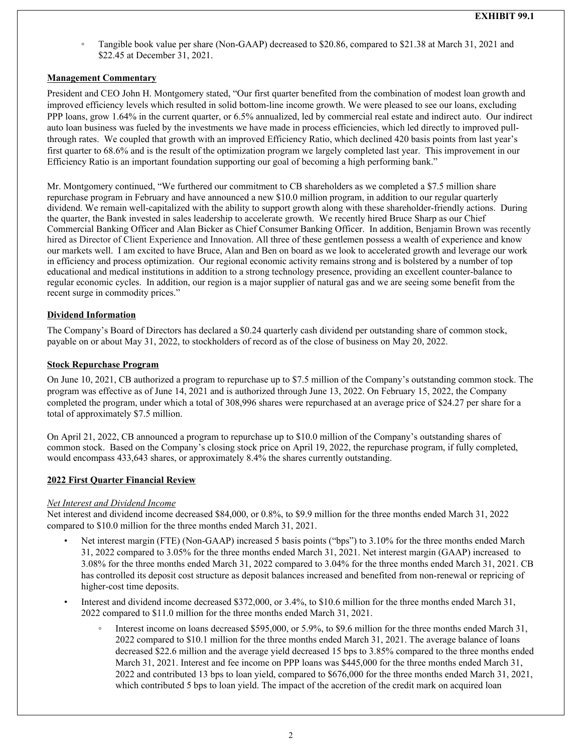- Tangible book value per share (Non-GAAP) decreased to $20.86, compared to $21.38 at March 31, 2021 and $22.45 at December 31, 2021.

**Management Commentary**

President and CEO John H. Montgomery stated, "Our first quarter benefited from the combination of modest loan growth and improved efficiency levels which resulted in solid bottom-line income growth. We were pleased to see our loans, excluding PPP loans, grow 1.64% in the current quarter, or 6.5% annualized, led by commercial real estate and indirect auto. Our indirect auto loan business was fueled by the investments we have made in process efficiencies, which led directly to improved pull-through rates. We coupled that growth with an improved Efficiency Ratio, which declined 420 basis points from last year's first quarter to 68.6% and is the result of the optimization program we largely completed last year. This improvement in our Efficiency Ratio is an important foundation supporting our goal of becoming a high performing bank."

Mr. Montgomery continued, "We furthered our commitment to CB shareholders as we completed a $7.5 million share repurchase program in February and have announced a new $10.0 million program, in addition to our regular quarterly dividend. We remain well-capitalized with the ability to support growth along with these shareholder-friendly actions. During the quarter, the Bank invested in sales leadership to accelerate growth. We recently hired Bruce Sharp as our Chief Commercial Banking Officer and Alan Bicker as Chief Consumer Banking Officer. In addition, Benjamin Brown was recently hired as Director of Client Experience and Innovation. All three of these gentlemen possess a wealth of experience and know our markets well. I am excited to have Bruce, Alan and Ben on board as we look to accelerated growth and leverage our work in efficiency and process optimization. Our regional economic activity remains strong and is bolstered by a number of top educational and medical institutions in addition to a strong technology presence, providing an excellent counter-balance to regular economic cycles. In addition, our region is a major supplier of natural gas and we are seeing some benefit from the recent surge in commodity prices."

**Dividend Information**

The Company's Board of Directors has declared a $0.24 quarterly cash dividend per outstanding share of common stock, payable on or about May 31, 2022, to stockholders of record as of the close of business on May 20, 2022.

**Stock Repurchase Program**

On June 10, 2021, CB authorized a program to repurchase up to $7.5 million of the Company's outstanding common stock. The program was effective as of June 14, 2021 and is authorized through June 13, 2022. On February 15, 2022, the Company completed the program, under which a total of 308,996 shares were repurchased at an average price of $24.27 per share for a total of approximately $7.5 million.

On April 21, 2022, CB announced a program to repurchase up to $10.0 million of the Company's outstanding shares of common stock. Based on the Company's closing stock price on April 19, 2022, the repurchase program, if fully completed, would encompass 433,643 shares, or approximately 8.4% the shares currently outstanding.

**2022 First Quarter Financial Review**

*Net Interest and Dividend Income*

Net interest and dividend income decreased $84,000, or 0.8%, to $9.9 million for the three months ended March 31, 2022 compared to $10.0 million for the three months ended March 31, 2021.

- Net interest margin (FTE) (Non-GAAP) increased 5 basis points ("bps") to 3.10% for the three months ended March 31, 2022 compared to 3.05% for the three months ended March 31, 2021. Net interest margin (GAAP) increased to 3.08% for the three months ended March 31, 2022 compared to 3.04% for the three months ended March 31, 2021. CB has controlled its deposit cost structure as deposit balances increased and benefited from non-renewal or repricing of higher-cost time deposits.
- Interest and dividend income decreased $372,000, or 3.4%, to $10.6 million for the three months ended March 31, 2022 compared to $11.0 million for the three months ended March 31, 2021.
    - Interest income on loans decreased $595,000, or 5.9%, to $9.6 million for the three months ended March 31, 2022 compared to $10.1 million for the three months ended March 31, 2021. The average balance of loans decreased $22.6 million and the average yield decreased 15 bps to 3.85% compared to the three months ended March 31, 2021. Interest and fee income on PPP loans was $445,000 for the three months ended March 31, 2022 and contributed 13 bps to loan yield, compared to $676,000 for the three months ended March 31, 2021, which contributed 5 bps to loan yield. The impact of the accretion of the credit mark on acquired loan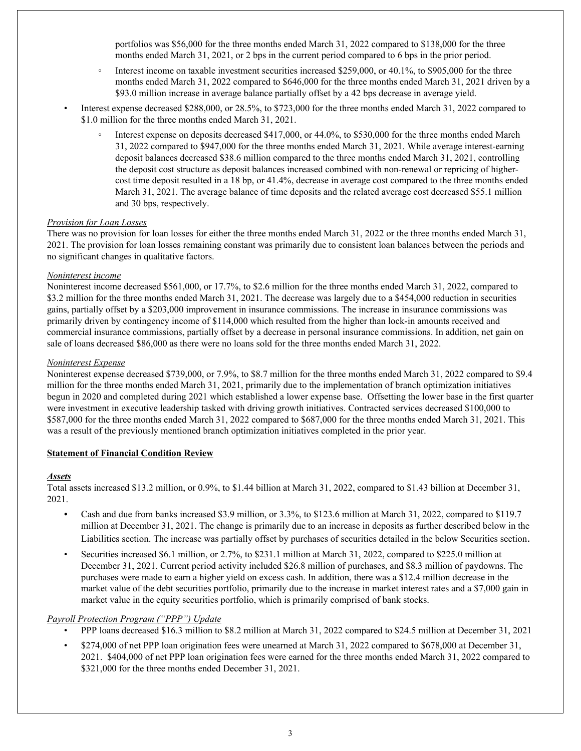portfolios was $56,000 for the three months ended March 31, 2022 compared to $138,000 for the three months ended March 31, 2021, or 2 bps in the current period compared to 6 bps in the prior period.

  - Interest income on taxable investment securities increased $259,000, or 40.1%, to $905,000 for the three months ended March 31, 2022 compared to $646,000 for the three months ended March 31, 2021 driven by a $93.0 million increase in average balance partially offset by a 42 bps decrease in average yield.

- Interest expense decreased $288,000, or 28.5%, to $723,000 for the three months ended March 31, 2022 compared to $1.0 million for the three months ended March 31, 2021.
  - Interest expense on deposits decreased $417,000, or 44.0%, to $530,000 for the three months ended March 31, 2022 compared to $947,000 for the three months ended March 31, 2021. While average interest-earning deposit balances decreased $38.6 million compared to the three months ended March 31, 2021, controlling the deposit cost structure as deposit balances increased combined with non-renewal or repricing of higher-cost time deposit resulted in a 18 bp, or 41.4%, decrease in average cost compared to the three months ended March 31, 2021. The average balance of time deposits and the related average cost decreased $55.1 million and 30 bps, respectively.

*Provision for Loan Losses*

There was no provision for loan losses for either the three months ended March 31, 2022 or the three months ended March 31, 2021. The provision for loan losses remaining constant was primarily due to consistent loan balances between the periods and no significant changes in qualitative factors.

*Noninterest income*

Noninterest income decreased $561,000, or 17.7%, to $2.6 million for the three months ended March 31, 2022, compared to $3.2 million for the three months ended March 31, 2021. The decrease was largely due to a $454,000 reduction in securities gains, partially offset by a $203,000 improvement in insurance commissions. The increase in insurance commissions was primarily driven by contingency income of $114,000 which resulted from the higher than lock-in amounts received and commercial insurance commissions, partially offset by a decrease in personal insurance commissions. In addition, net gain on sale of loans decreased $86,000 as there were no loans sold for the three months ended March 31, 2022.

*Noninterest Expense*

Noninterest expense decreased $739,000, or 7.9%, to $8.7 million for the three months ended March 31, 2022 compared to $9.4 million for the three months ended March 31, 2021, primarily due to the implementation of branch optimization initiatives begun in 2020 and completed during 2021 which established a lower expense base. Offsetting the lower base in the first quarter were investment in executive leadership tasked with driving growth initiatives. Contracted services decreased $100,000 to $587,000 for the three months ended March 31, 2022 compared to $687,000 for the three months ended March 31, 2021. This was a result of the previously mentioned branch optimization initiatives completed in the prior year.

**Statement of Financial Condition Review**

***Assets***

Total assets increased $13.2 million, or 0.9%, to $1.44 billion at March 31, 2022, compared to $1.43 billion at December 31, 2021.

- Cash and due from banks increased $3.9 million, or 3.3%, to $123.6 million at March 31, 2022, compared to $119.7 million at December 31, 2021. The change is primarily due to an increase in deposits as further described below in the Liabilities section. The increase was partially offset by purchases of securities detailed in the below Securities section.
- Securities increased $6.1 million, or 2.7%, to $231.1 million at March 31, 2022, compared to $225.0 million at December 31, 2021. Current period activity included $26.8 million of purchases, and $8.3 million of paydowns. The purchases were made to earn a higher yield on excess cash. In addition, there was a $12.4 million decrease in the market value of the debt securities portfolio, primarily due to the increase in market interest rates and a $7,000 gain in market value in the equity securities portfolio, which is primarily comprised of bank stocks.

*Payroll Protection Program ("PPP") Update*

- PPP loans decreased $16.3 million to $8.2 million at March 31, 2022 compared to $24.5 million at December 31, 2021
- $274,000 of net PPP loan origination fees were unearned at March 31, 2022 compared to $678,000 at December 31, 2021. $404,000 of net PPP loan origination fees were earned for the three months ended March 31, 2022 compared to $321,000 for the three months ended December 31, 2021.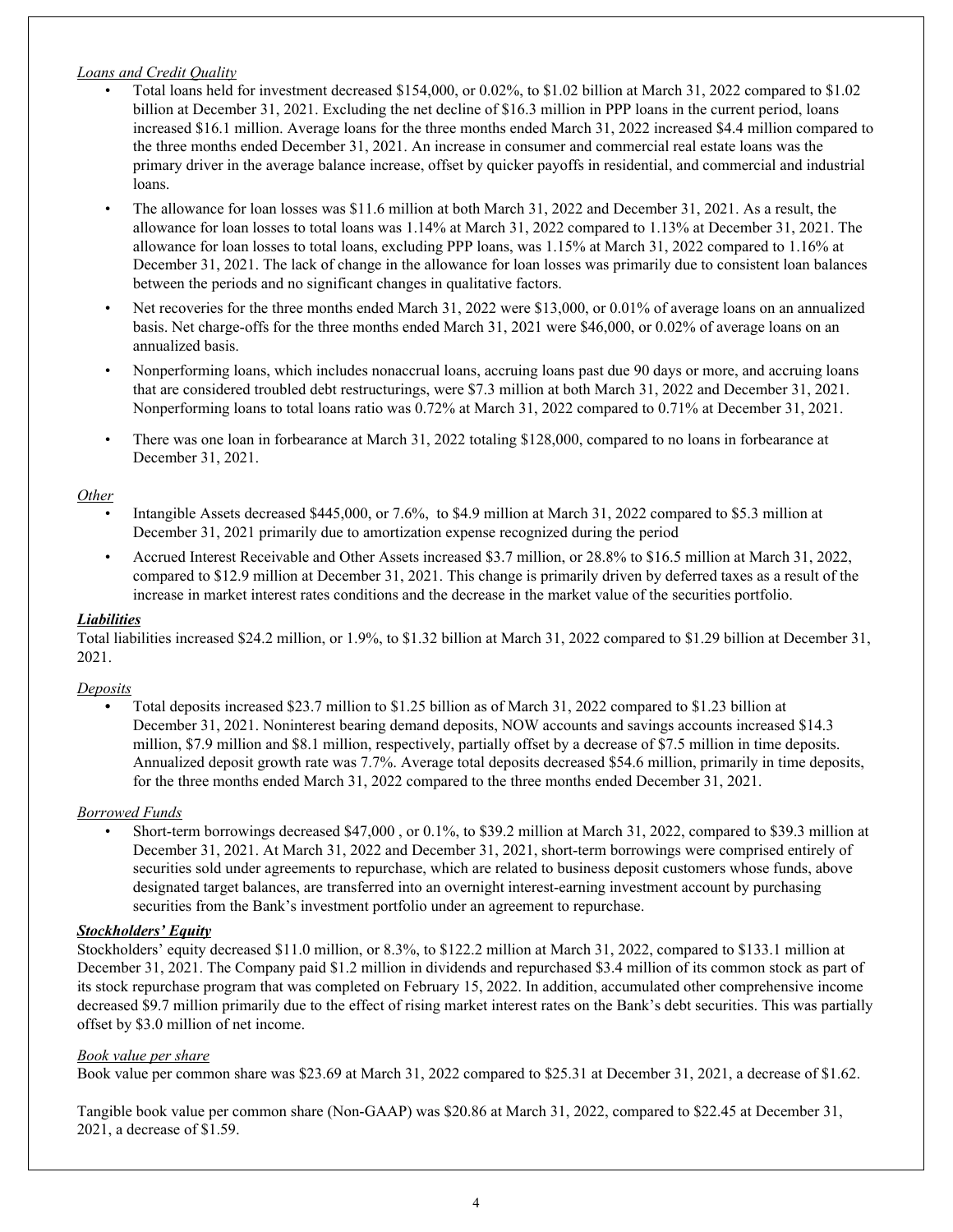*Loans and Credit Quality*

- Total loans held for investment decreased $154,000, or 0.02%, to $1.02 billion at March 31, 2022 compared to $1.02 billion at December 31, 2021. Excluding the net decline of $16.3 million in PPP loans in the current period, loans increased $16.1 million. Average loans for the three months ended March 31, 2022 increased $4.4 million compared to the three months ended December 31, 2021. An increase in consumer and commercial real estate loans was the primary driver in the average balance increase, offset by quicker payoffs in residential, and commercial and industrial loans.
- The allowance for loan losses was $11.6 million at both March 31, 2022 and December 31, 2021. As a result, the allowance for loan losses to total loans was 1.14% at March 31, 2022 compared to 1.13% at December 31, 2021. The allowance for loan losses to total loans, excluding PPP loans, was 1.15% at March 31, 2022 compared to 1.16% at December 31, 2021. The lack of change in the allowance for loan losses was primarily due to consistent loan balances between the periods and no significant changes in qualitative factors.
- Net recoveries for the three months ended March 31, 2022 were $13,000, or 0.01% of average loans on an annualized basis. Net charge-offs for the three months ended March 31, 2021 were $46,000, or 0.02% of average loans on an annualized basis.
- Nonperforming loans, which includes nonaccrual loans, accruing loans past due 90 days or more, and accruing loans that are considered troubled debt restructurings, were $7.3 million at both March 31, 2022 and December 31, 2021. Nonperforming loans to total loans ratio was 0.72% at March 31, 2022 compared to 0.71% at December 31, 2021.
- There was one loan in forbearance at March 31, 2022 totaling $128,000, compared to no loans in forbearance at December 31, 2021.

*Other*

- Intangible Assets decreased $445,000, or 7.6%, to $4.9 million at March 31, 2022 compared to $5.3 million at December 31, 2021 primarily due to amortization expense recognized during the period
- Accrued Interest Receivable and Other Assets increased $3.7 million, or 28.8% to $16.5 million at March 31, 2022, compared to $12.9 million at December 31, 2021. This change is primarily driven by deferred taxes as a result of the increase in market interest rates conditions and the decrease in the market value of the securities portfolio.

***Liabilities***

Total liabilities increased $24.2 million, or 1.9%, to $1.32 billion at March 31, 2022 compared to $1.29 billion at December 31, 2021.

*Deposits*

- Total deposits increased $23.7 million to $1.25 billion as of March 31, 2022 compared to $1.23 billion at December 31, 2021. Noninterest bearing demand deposits, NOW accounts and savings accounts increased $14.3 million, $7.9 million and $8.1 million, respectively, partially offset by a decrease of $7.5 million in time deposits. Annualized deposit growth rate was 7.7%. Average total deposits decreased $54.6 million, primarily in time deposits, for the three months ended March 31, 2022 compared to the three months ended December 31, 2021.

*Borrowed Funds*

- Short-term borrowings decreased $47,000 , or 0.1%, to $39.2 million at March 31, 2022, compared to $39.3 million at December 31, 2021. At March 31, 2022 and December 31, 2021, short-term borrowings were comprised entirely of securities sold under agreements to repurchase, which are related to business deposit customers whose funds, above designated target balances, are transferred into an overnight interest-earning investment account by purchasing securities from the Bank's investment portfolio under an agreement to repurchase.

***Stockholders' Equity***

Stockholders' equity decreased $11.0 million, or 8.3%, to $122.2 million at March 31, 2022, compared to $133.1 million at December 31, 2021. The Company paid $1.2 million in dividends and repurchased $3.4 million of its common stock as part of its stock repurchase program that was completed on February 15, 2022. In addition, accumulated other comprehensive income decreased $9.7 million primarily due to the effect of rising market interest rates on the Bank's debt securities. This was partially offset by $3.0 million of net income.

*Book value per share*

Book value per common share was $23.69 at March 31, 2022 compared to $25.31 at December 31, 2021, a decrease of $1.62.

Tangible book value per common share (Non-GAAP) was $20.86 at March 31, 2022, compared to $22.45 at December 31, 2021, a decrease of $1.59.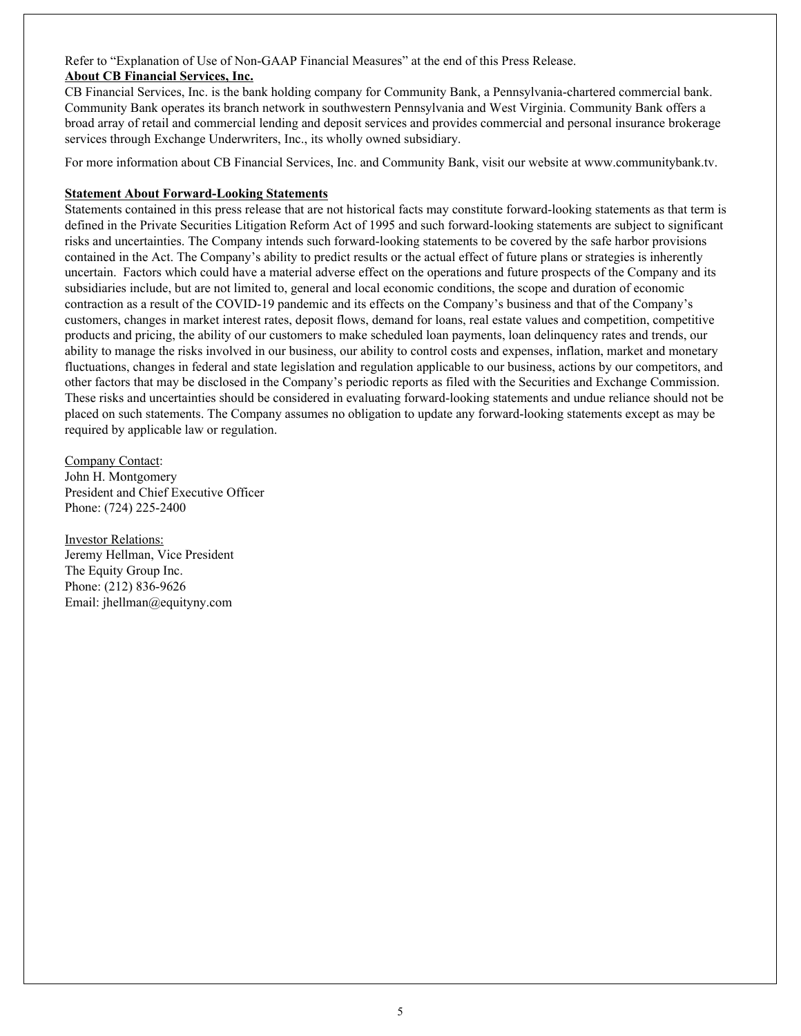Refer to “Explanation of Use of Non-GAAP Financial Measures” at the end of this Press Release.

**About CB Financial Services, Inc.**

CB Financial Services, Inc. is the bank holding company for Community Bank, a Pennsylvania-chartered commercial bank. Community Bank operates its branch network in southwestern Pennsylvania and West Virginia. Community Bank offers a broad array of retail and commercial lending and deposit services and provides commercial and personal insurance brokerage services through Exchange Underwriters, Inc., its wholly owned subsidiary.

For more information about CB Financial Services, Inc. and Community Bank, visit our website at www.communitybank.tv.

**Statement About Forward-Looking Statements**

Statements contained in this press release that are not historical facts may constitute forward-looking statements as that term is defined in the Private Securities Litigation Reform Act of 1995 and such forward-looking statements are subject to significant risks and uncertainties. The Company intends such forward-looking statements to be covered by the safe harbor provisions contained in the Act. The Company’s ability to predict results or the actual effect of future plans or strategies is inherently uncertain. Factors which could have a material adverse effect on the operations and future prospects of the Company and its subsidiaries include, but are not limited to, general and local economic conditions, the scope and duration of economic contraction as a result of the COVID-19 pandemic and its effects on the Company’s business and that of the Company’s customers, changes in market interest rates, deposit flows, demand for loans, real estate values and competition, competitive products and pricing, the ability of our customers to make scheduled loan payments, loan delinquency rates and trends, our ability to manage the risks involved in our business, our ability to control costs and expenses, inflation, market and monetary fluctuations, changes in federal and state legislation and regulation applicable to our business, actions by our competitors, and other factors that may be disclosed in the Company’s periodic reports as filed with the Securities and Exchange Commission. These risks and uncertainties should be considered in evaluating forward-looking statements and undue reliance should not be placed on such statements. The Company assumes no obligation to update any forward-looking statements except as may be required by applicable law or regulation.

Company Contact:
John H. Montgomery
President and Chief Executive Officer
Phone: (724) 225-2400

Investor Relations:
Jeremy Hellman, Vice President
The Equity Group Inc.
Phone: (212) 836-9626
Email: jhellman@equityny.com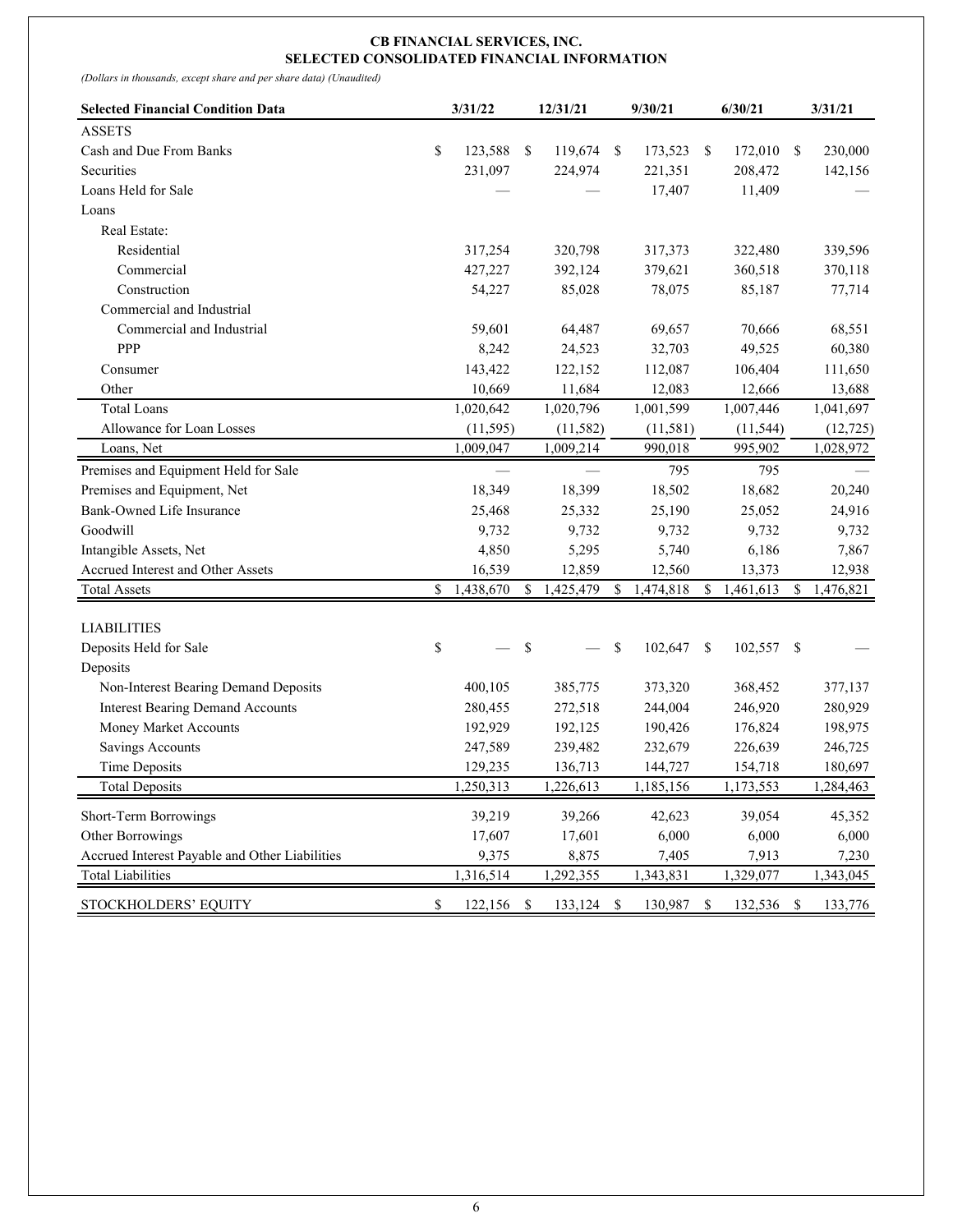**CB FINANCIAL SERVICES, INC.**
**SELECTED CONSOLIDATED FINANCIAL INFORMATION**

*(Dollars in thousands, except share and per share data) (Unaudited)*

| Selected Financial Condition Data | 3/31/22 | 12/31/21 | 9/30/21 | 6/30/21 | 3/31/21 |
|---|---|---|---|---|---|
| ASSETS | | | | | |
| Cash and Due From Banks | $ 123,588 | $ 119,674 | $ 173,523 | $ 172,010 | $ 230,000 |
| Securities | 231,097 | 224,974 | 221,351 | 208,472 | 142,156 |
| Loans Held for Sale | — | — | 17,407 | 11,409 | — |
| Loans | | | | | |
| Real Estate: | | | | | |
| Residential | 317,254 | 320,798 | 317,373 | 322,480 | 339,596 |
| Commercial | 427,227 | 392,124 | 379,621 | 360,518 | 370,118 |
| Construction | 54,227 | 85,028 | 78,075 | 85,187 | 77,714 |
| Commercial and Industrial | | | | | |
| Commercial and Industrial | 59,601 | 64,487 | 69,657 | 70,666 | 68,551 |
| PPP | 8,242 | 24,523 | 32,703 | 49,525 | 60,380 |
| Consumer | 143,422 | 122,152 | 112,087 | 106,404 | 111,650 |
| Other | 10,669 | 11,684 | 12,083 | 12,666 | 13,688 |
| Total Loans | 1,020,642 | 1,020,796 | 1,001,599 | 1,007,446 | 1,041,697 |
| Allowance for Loan Losses | (11,595) | (11,582) | (11,581) | (11,544) | (12,725) |
| Loans, Net | 1,009,047 | 1,009,214 | 990,018 | 995,902 | 1,028,972 |
| Premises and Equipment Held for Sale | — | — | 795 | 795 | — |
| Premises and Equipment, Net | 18,349 | 18,399 | 18,502 | 18,682 | 20,240 |
| Bank-Owned Life Insurance | 25,468 | 25,332 | 25,190 | 25,052 | 24,916 |
| Goodwill | 9,732 | 9,732 | 9,732 | 9,732 | 9,732 |
| Intangible Assets, Net | 4,850 | 5,295 | 5,740 | 6,186 | 7,867 |
| Accrued Interest and Other Assets | 16,539 | 12,859 | 12,560 | 13,373 | 12,938 |
| Total Assets | $ 1,438,670 | $ 1,425,479 | $ 1,474,818 | $ 1,461,613 | $ 1,476,821 |
| LIABILITIES | | | | | |
| Deposits Held for Sale | $ — | $ — | $ 102,647 | $ 102,557 | $ — |
| Deposits | | | | | |
| Non-Interest Bearing Demand Deposits | 400,105 | 385,775 | 373,320 | 368,452 | 377,137 |
| Interest Bearing Demand Accounts | 280,455 | 272,518 | 244,004 | 246,920 | 280,929 |
| Money Market Accounts | 192,929 | 192,125 | 190,426 | 176,824 | 198,975 |
| Savings Accounts | 247,589 | 239,482 | 232,679 | 226,639 | 246,725 |
| Time Deposits | 129,235 | 136,713 | 144,727 | 154,718 | 180,697 |
| Total Deposits | 1,250,313 | 1,226,613 | 1,185,156 | 1,173,553 | 1,284,463 |
| Short-Term Borrowings | 39,219 | 39,266 | 42,623 | 39,054 | 45,352 |
| Other Borrowings | 17,607 | 17,601 | 6,000 | 6,000 | 6,000 |
| Accrued Interest Payable and Other Liabilities | 9,375 | 8,875 | 7,405 | 7,913 | 7,230 |
| Total Liabilities | 1,316,514 | 1,292,355 | 1,343,831 | 1,329,077 | 1,343,045 |
| STOCKHOLDERS' EQUITY | $ 122,156 | $ 133,124 | $ 130,987 | $ 132,536 | $ 133,776 |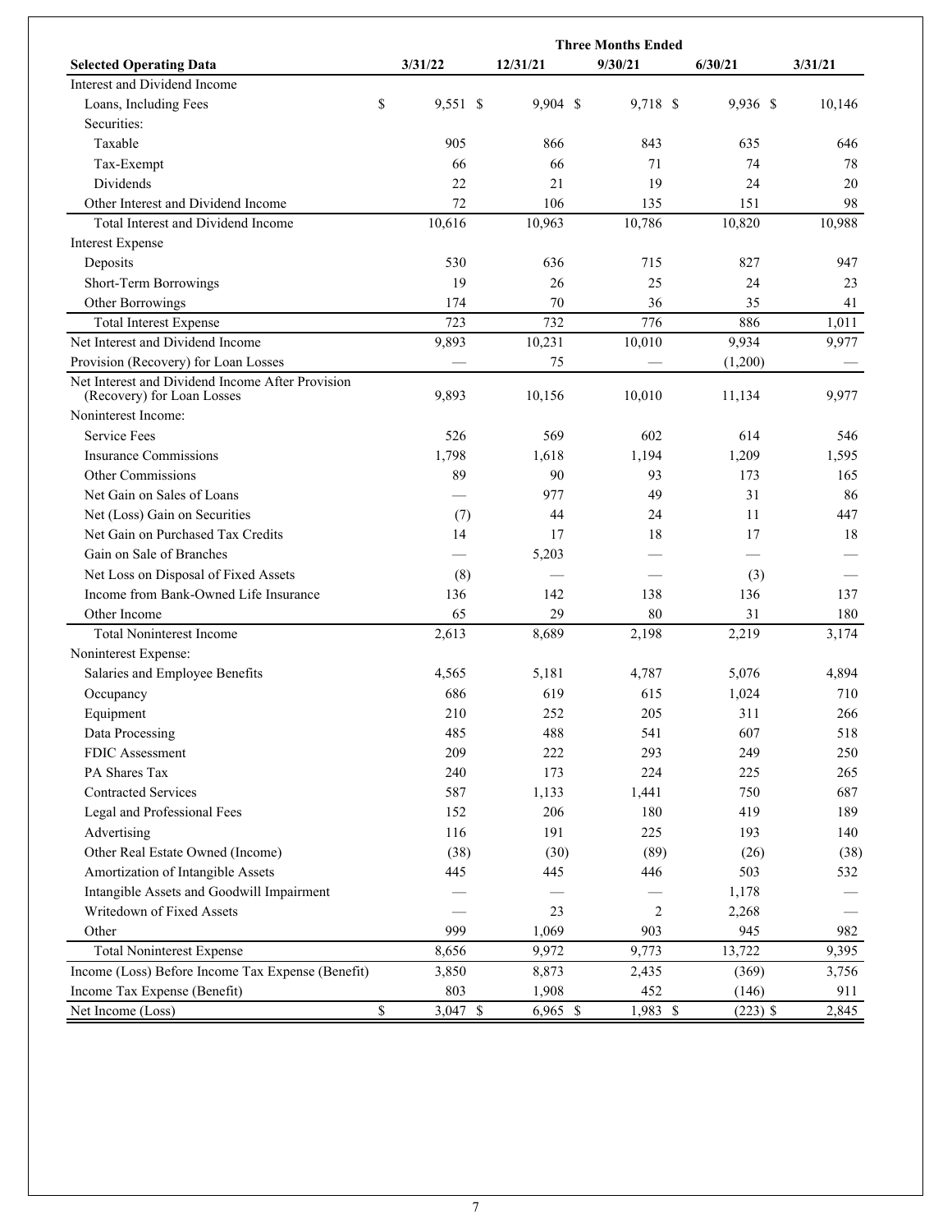| Selected Operating Data | Three Months Ended 3/31/22 | 12/31/21 | 9/30/21 | 6/30/21 | 3/31/21 |
|---|---|---|---|---|---|
| Interest and Dividend Income | | | | | |
| Loans, Including Fees | $ 9,551 | $ 9,904 | $ 9,718 | $ 9,936 | $ 10,146 |
| Securities: | | | | | |
| Taxable | 905 | 866 | 843 | 635 | 646 |
| Tax-Exempt | 66 | 66 | 71 | 74 | 78 |
| Dividends | 22 | 21 | 19 | 24 | 20 |
| Other Interest and Dividend Income | 72 | 106 | 135 | 151 | 98 |
| Total Interest and Dividend Income | 10,616 | 10,963 | 10,786 | 10,820 | 10,988 |
| Interest Expense | | | | | |
| Deposits | 530 | 636 | 715 | 827 | 947 |
| Short-Term Borrowings | 19 | 26 | 25 | 24 | 23 |
| Other Borrowings | 174 | 70 | 36 | 35 | 41 |
| Total Interest Expense | 723 | 732 | 776 | 886 | 1,011 |
| Net Interest and Dividend Income | 9,893 | 10,231 | 10,010 | 9,934 | 9,977 |
| Provision (Recovery) for Loan Losses | — | 75 | — | (1,200) | — |
| Net Interest and Dividend Income After Provision (Recovery) for Loan Losses | 9,893 | 10,156 | 10,010 | 11,134 | 9,977 |
| Noninterest Income: | | | | | |
| Service Fees | 526 | 569 | 602 | 614 | 546 |
| Insurance Commissions | 1,798 | 1,618 | 1,194 | 1,209 | 1,595 |
| Other Commissions | 89 | 90 | 93 | 173 | 165 |
| Net Gain on Sales of Loans | — | 977 | 49 | 31 | 86 |
| Net (Loss) Gain on Securities | (7) | 44 | 24 | 11 | 447 |
| Net Gain on Purchased Tax Credits | 14 | 17 | 18 | 17 | 18 |
| Gain on Sale of Branches | — | 5,203 | — | — | — |
| Net Loss on Disposal of Fixed Assets | (8) | — | — | (3) | — |
| Income from Bank-Owned Life Insurance | 136 | 142 | 138 | 136 | 137 |
| Other Income | 65 | 29 | 80 | 31 | 180 |
| Total Noninterest Income | 2,613 | 8,689 | 2,198 | 2,219 | 3,174 |
| Noninterest Expense: | | | | | |
| Salaries and Employee Benefits | 4,565 | 5,181 | 4,787 | 5,076 | 4,894 |
| Occupancy | 686 | 619 | 615 | 1,024 | 710 |
| Equipment | 210 | 252 | 205 | 311 | 266 |
| Data Processing | 485 | 488 | 541 | 607 | 518 |
| FDIC Assessment | 209 | 222 | 293 | 249 | 250 |
| PA Shares Tax | 240 | 173 | 224 | 225 | 265 |
| Contracted Services | 587 | 1,133 | 1,441 | 750 | 687 |
| Legal and Professional Fees | 152 | 206 | 180 | 419 | 189 |
| Advertising | 116 | 191 | 225 | 193 | 140 |
| Other Real Estate Owned (Income) | (38) | (30) | (89) | (26) | (38) |
| Amortization of Intangible Assets | 445 | 445 | 446 | 503 | 532 |
| Intangible Assets and Goodwill Impairment | — | — | — | 1,178 | — |
| Writedown of Fixed Assets | — | 23 | 2 | 2,268 | — |
| Other | 999 | 1,069 | 903 | 945 | 982 |
| Total Noninterest Expense | 8,656 | 9,972 | 9,773 | 13,722 | 9,395 |
| Income (Loss) Before Income Tax Expense (Benefit) | 3,850 | 8,873 | 2,435 | (369) | 3,756 |
| Income Tax Expense (Benefit) | 803 | 1,908 | 452 | (146) | 911 |
| Net Income (Loss) | $ 3,047 | $ 6,965 | $ 1,983 | $ (223) | $ 2,845 |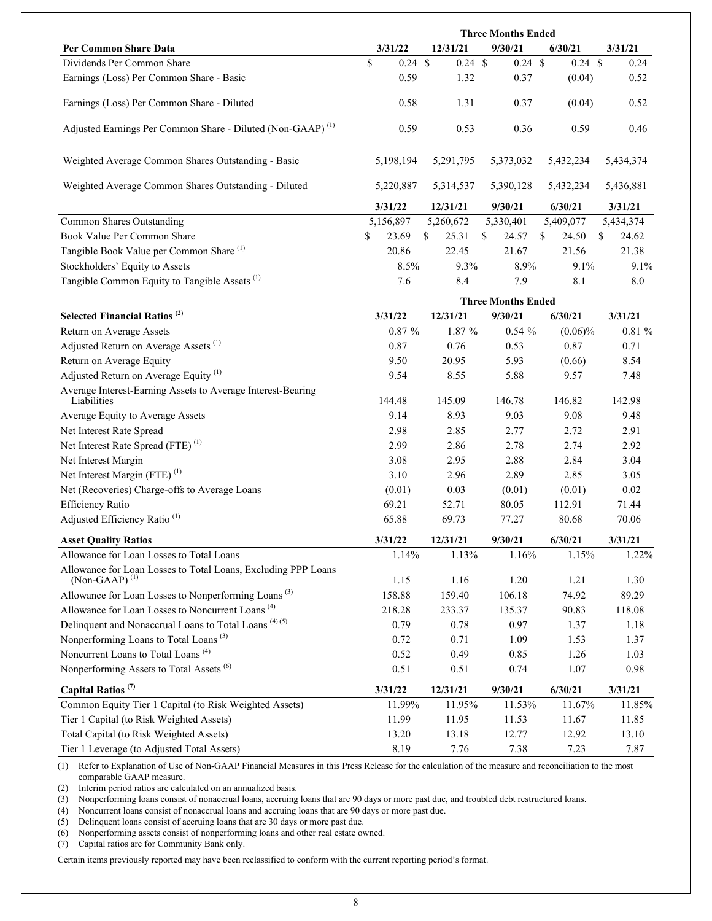| Per Common Share Data | Three Months Ended 3/31/22 | 12/31/21 | 9/30/21 | 6/30/21 | 3/31/21 |
|---|---|---|---|---|---|
| Dividends Per Common Share | $ 0.24 | $ 0.24 | $ 0.24 | $ 0.24 | $ 0.24 |
| Earnings (Loss) Per Common Share - Basic | 0.59 | 1.32 | 0.37 | (0.04) | 0.52 |
| Earnings (Loss) Per Common Share - Diluted | 0.58 | 1.31 | 0.37 | (0.04) | 0.52 |
| Adjusted Earnings Per Common Share - Diluted (Non-GAAP) [(1)] | 0.59 | 0.53 | 0.36 | 0.59 | 0.46 |
| Weighted Average Common Shares Outstanding - Basic | 5,198,194 | 5,291,795 | 5,373,032 | 5,432,234 | 5,434,374 |
| Weighted Average Common Shares Outstanding - Diluted | 5,220,887 | 5,314,537 | 5,390,128 | 5,432,234 | 5,436,881 |

| | 3/31/22 | 12/31/21 | 9/30/21 | 6/30/21 | 3/31/21 |
|---|---|---|---|---|---|
| Common Shares Outstanding | 5,156,897 | 5,260,672 | 5,330,401 | 5,409,077 | 5,434,374 |
| Book Value Per Common Share | $ 23.69 | $ 25.31 | $ 24.57 | $ 24.50 | $ 24.62 |
| Tangible Book Value per Common Share [(1)] | 20.86 | 22.45 | 21.67 | 21.56 | 21.38 |
| Stockholders' Equity to Assets | 8.5% | 9.3% | 8.9% | 9.1% | 9.1% |
| Tangible Common Equity to Tangible Assets [(1)] | 7.6 | 8.4 | 7.9 | 8.1 | 8.0 |

| Selected Financial Ratios [(2)] | Three Months Ended 3/31/22 | 12/31/21 | 9/30/21 | 6/30/21 | 3/31/21 |
|---|---|---|---|---|---|
| Return on Average Assets | 0.87 % | 1.87 % | 0.54 % | (0.06)% | 0.81 % |
| Adjusted Return on Average Assets [(1)] | 0.87 | 0.76 | 0.53 | 0.87 | 0.71 |
| Return on Average Equity | 9.50 | 20.95 | 5.93 | (0.66) | 8.54 |
| Adjusted Return on Average Equity [(1)] | 9.54 | 8.55 | 5.88 | 9.57 | 7.48 |
| Average Interest-Earning Assets to Average Interest-Bearing Liabilities | 144.48 | 145.09 | 146.78 | 146.82 | 142.98 |
| Average Equity to Average Assets | 9.14 | 8.93 | 9.03 | 9.08 | 9.48 |
| Net Interest Rate Spread | 2.98 | 2.85 | 2.77 | 2.72 | 2.91 |
| Net Interest Rate Spread (FTE) [(1)] | 2.99 | 2.86 | 2.78 | 2.74 | 2.92 |
| Net Interest Margin | 3.08 | 2.95 | 2.88 | 2.84 | 3.04 |
| Net Interest Margin (FTE) [(1)] | 3.10 | 2.96 | 2.89 | 2.85 | 3.05 |
| Net (Recoveries) Charge-offs to Average Loans | (0.01) | 0.03 | (0.01) | (0.01) | 0.02 |
| Efficiency Ratio | 69.21 | 52.71 | 80.05 | 112.91 | 71.44 |
| Adjusted Efficiency Ratio [(1)] | 65.88 | 69.73 | 77.27 | 80.68 | 70.06 |

| Asset Quality Ratios | 3/31/22 | 12/31/21 | 9/30/21 | 6/30/21 | 3/31/21 |
|---|---|---|---|---|---|
| Allowance for Loan Losses to Total Loans | 1.14% | 1.13% | 1.16% | 1.15% | 1.22% |
| Allowance for Loan Losses to Total Loans, Excluding PPP Loans (Non-GAAP) [(1)] | 1.15 | 1.16 | 1.20 | 1.21 | 1.30 |
| Allowance for Loan Losses to Nonperforming Loans [(3)] | 158.88 | 159.40 | 106.18 | 74.92 | 89.29 |
| Allowance for Loan Losses to Noncurrent Loans [(4)] | 218.28 | 233.37 | 135.37 | 90.83 | 118.08 |
| Delinquent and Nonaccrual Loans to Total Loans [(4)(5)] | 0.79 | 0.78 | 0.97 | 1.37 | 1.18 |
| Nonperforming Loans to Total Loans [(3)] | 0.72 | 0.71 | 1.09 | 1.53 | 1.37 |
| Noncurrent Loans to Total Loans [(4)] | 0.52 | 0.49 | 0.85 | 1.26 | 1.03 |
| Nonperforming Assets to Total Assets [(6)] | 0.51 | 0.51 | 0.74 | 1.07 | 0.98 |

| Capital Ratios [(7)] | 3/31/22 | 12/31/21 | 9/30/21 | 6/30/21 | 3/31/21 |
|---|---|---|---|---|---|
| Common Equity Tier 1 Capital (to Risk Weighted Assets) | 11.99% | 11.95% | 11.53% | 11.67% | 11.85% |
| Tier 1 Capital (to Risk Weighted Assets) | 11.99 | 11.95 | 11.53 | 11.67 | 11.85 |
| Total Capital (to Risk Weighted Assets) | 13.20 | 13.18 | 12.77 | 12.92 | 13.10 |
| Tier 1 Leverage (to Adjusted Total Assets) | 8.19 | 7.76 | 7.38 | 7.23 | 7.87 |

(1) Refer to Explanation of Use of Non-GAAP Financial Measures in this Press Release for the calculation of the measure and reconciliation to the most comparable GAAP measure.
(2) Interim period ratios are calculated on an annualized basis.
(3) Nonperforming loans consist of nonaccrual loans, accruing loans that are 90 days or more past due, and troubled debt restructured loans.
(4) Noncurrent loans consist of nonaccrual loans and accruing loans that are 90 days or more past due.
(5) Delinquent loans consist of accruing loans that are 30 days or more past due.
(6) Nonperforming assets consist of nonperforming loans and other real estate owned.
(7) Capital ratios are for Community Bank only.

Certain items previously reported may have been reclassified to conform with the current reporting period's format.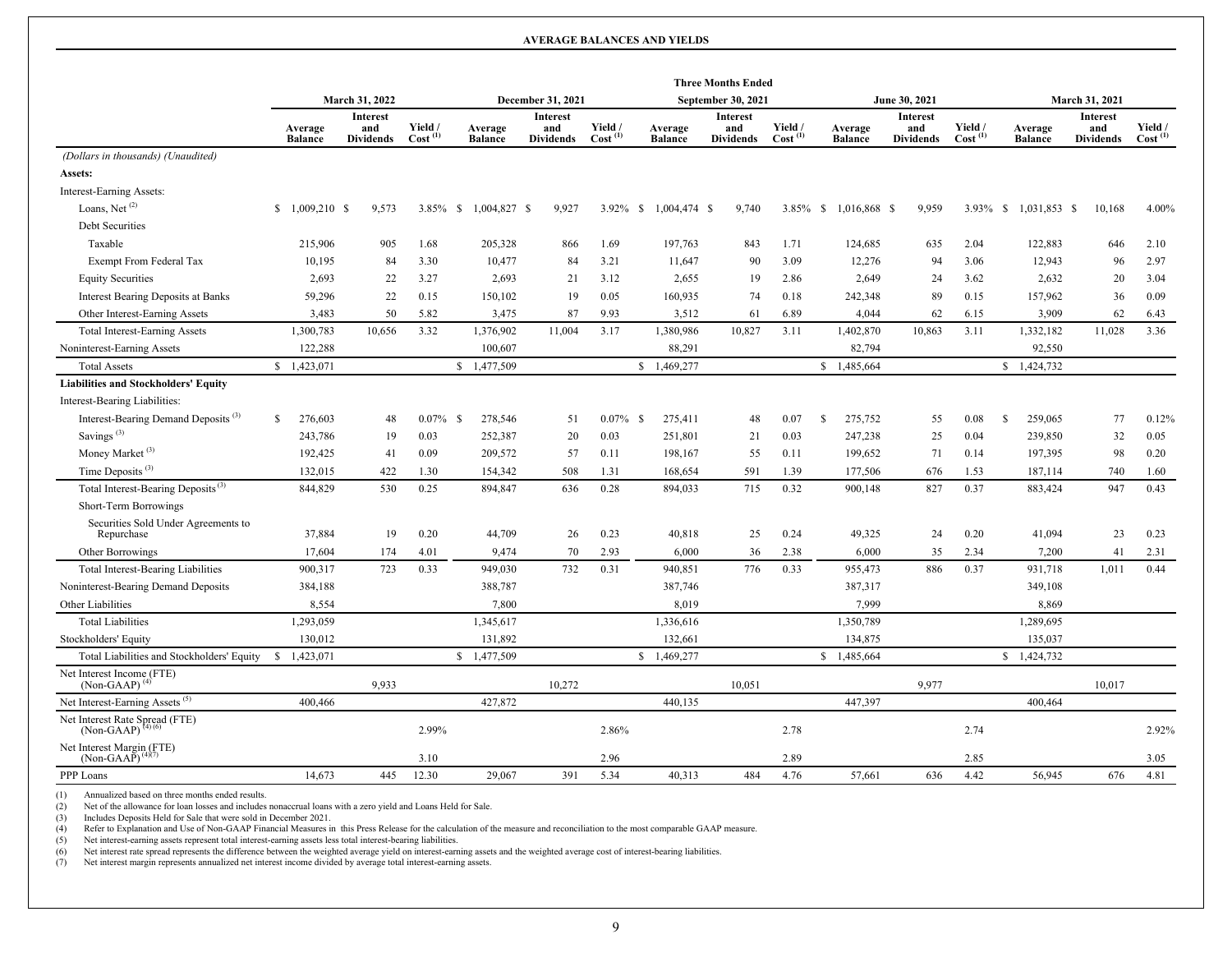**AVERAGE BALANCES AND YIELDS**

| | Three Months Ended | | | | | | | | | | | | | | |
|---|---|---|---|---|---|---|---|---|---|---|---|---|---|---|---|
| | March 31, 2022 | | | December 31, 2021 | | | September 30, 2021 | | | June 30, 2021 | | | March 31, 2021 | | |
| | Average Balance | Interest and Dividends | Yield / Cost [(1)] | Average Balance | Interest and Dividends | Yield / Cost [(1)] | Average Balance | Interest and Dividends | Yield / Cost [(1)] | Average Balance | Interest and Dividends | Yield / Cost [(1)] | Average Balance | Interest and Dividends | Yield / Cost [(1)] |
| *(Dollars in thousands) (Unaudited)* | | | | | | | | | | | | | | | |
| **Assets:** | | | | | | | | | | | | | | | |
| Interest-Earning Assets: | | | | | | | | | | | | | | | |
| Loans, Net [(2)] | $ 1,009,210 | $ 9,573 | 3.85% | $ 1,004,827 | $ 9,927 | 3.92% | $ 1,004,474 | $ 9,740 | 3.85% | $ 1,016,868 | $ 9,959 | 3.93% | $ 1,031,853 | $ 10,168 | 4.00% |
| Debt Securities | | | | | | | | | | | | | | | |
| Taxable | 215,906 | 905 | 1.68 | 205,328 | 866 | 1.69 | 197,763 | 843 | 1.71 | 124,685 | 635 | 2.04 | 122,883 | 646 | 2.10 |
| Exempt From Federal Tax | 10,195 | 84 | 3.30 | 10,477 | 84 | 3.21 | 11,647 | 90 | 3.09 | 12,276 | 94 | 3.06 | 12,943 | 96 | 2.97 |
| Equity Securities | 2,693 | 22 | 3.27 | 2,693 | 21 | 3.12 | 2,655 | 19 | 2.86 | 2,649 | 24 | 3.62 | 2,632 | 20 | 3.04 |
| Interest Bearing Deposits at Banks | 59,296 | 22 | 0.15 | 150,102 | 19 | 0.05 | 160,935 | 74 | 0.18 | 242,348 | 89 | 0.15 | 157,962 | 36 | 0.09 |
| Other Interest-Earning Assets | 3,483 | 50 | 5.82 | 3,475 | 87 | 9.93 | 3,512 | 61 | 6.89 | 4,044 | 62 | 6.15 | 3,909 | 62 | 6.43 |
| Total Interest-Earning Assets | 1,300,783 | 10,656 | 3.32 | 1,376,902 | 11,004 | 3.17 | 1,380,986 | 10,827 | 3.11 | 1,402,870 | 10,863 | 3.11 | 1,332,182 | 11,028 | 3.36 |
| Noninterest-Earning Assets | 122,288 | | | 100,607 | | | 88,291 | | | 82,794 | | | 92,550 | | |
| Total Assets | $ 1,423,071 | | | $ 1,477,509 | | | $ 1,469,277 | | | $ 1,485,664 | | | $ 1,424,732 | | |
| **Liabilities and Stockholders' Equity** | | | | | | | | | | | | | | | |
| Interest-Bearing Liabilities: | | | | | | | | | | | | | | | |
| Interest-Bearing Demand Deposits [(3)] | $ 276,603 | 48 | 0.07% | $ 278,546 | 51 | 0.07% | $ 275,411 | 48 | 0.07 | $ 275,752 | 55 | 0.08 | $ 259,065 | 77 | 0.12% |
| Savings [(3)] | 243,786 | 19 | 0.03 | 252,387 | 20 | 0.03 | 251,801 | 21 | 0.03 | 247,238 | 25 | 0.04 | 239,850 | 32 | 0.05 |
| Money Market [(3)] | 192,425 | 41 | 0.09 | 209,572 | 57 | 0.11 | 198,167 | 55 | 0.11 | 199,652 | 71 | 0.14 | 197,395 | 98 | 0.20 |
| Time Deposits [(3)] | 132,015 | 422 | 1.30 | 154,342 | 508 | 1.31 | 168,654 | 591 | 1.39 | 177,506 | 676 | 1.53 | 187,114 | 740 | 1.60 |
| Total Interest-Bearing Deposits [(3)] | 844,829 | 530 | 0.25 | 894,847 | 636 | 0.28 | 894,033 | 715 | 0.32 | 900,148 | 827 | 0.37 | 883,424 | 947 | 0.43 |
| Short-Term Borrowings | | | | | | | | | | | | | | | |
| Securities Sold Under Agreements to Repurchase | 37,884 | 19 | 0.20 | 44,709 | 26 | 0.23 | 40,818 | 25 | 0.24 | 49,325 | 24 | 0.20 | 41,094 | 23 | 0.23 |
| Other Borrowings | 17,604 | 174 | 4.01 | 9,474 | 70 | 2.93 | 6,000 | 36 | 2.38 | 6,000 | 35 | 2.34 | 7,200 | 41 | 2.31 |
| Total Interest-Bearing Liabilities | 900,317 | 723 | 0.33 | 949,030 | 732 | 0.31 | 940,851 | 776 | 0.33 | 955,473 | 886 | 0.37 | 931,718 | 1,011 | 0.44 |
| Noninterest-Bearing Demand Deposits | 384,188 | | | 388,787 | | | 387,746 | | | 387,317 | | | 349,108 | | |
| Other Liabilities | 8,554 | | | 7,800 | | | 8,019 | | | 7,999 | | | 8,869 | | |
| Total Liabilities | 1,293,059 | | | 1,345,617 | | | 1,336,616 | | | 1,350,789 | | | 1,289,695 | | |
| Stockholders' Equity | 130,012 | | | 131,892 | | | 132,661 | | | 134,875 | | | 135,037 | | |
| Total Liabilities and Stockholders' Equity | $ 1,423,071 | | | $ 1,477,509 | | | $ 1,469,277 | | | $ 1,485,664 | | | $ 1,424,732 | | |
| Net Interest Income (FTE) (Non-GAAP) [(4)] | | 9,933 | | | 10,272 | | | 10,051 | | | 9,977 | | | 10,017 | |
| Net Interest-Earning Assets [(5)] | 400,466 | | | 427,872 | | | 440,135 | | | 447,397 | | | 400,464 | | |
| Net Interest Rate Spread (FTE) (Non-GAAP) [(4)(6)] | | | 2.99% | | | 2.86% | | | 2.78 | | | 2.74 | | | 2.92% |
| Net Interest Margin (FTE) (Non-GAAP) [(4)(7)] | | | 3.10 | | | 2.96 | | | 2.89 | | | 2.85 | | | 3.05 |
| PPP Loans | 14,673 | 445 | 12.30 | 29,067 | 391 | 5.34 | 40,313 | 484 | 4.76 | 57,661 | 636 | 4.42 | 56,945 | 676 | 4.81 |

(1) Annualized based on three months ended results.
(2) Net of the allowance for loan losses and includes nonaccrual loans with a zero yield and Loans Held for Sale.
(3) Includes Deposits Held for Sale that were sold in December 2021.
(4) Refer to Explanation and Use of Non-GAAP Financial Measures in this Press Release for the calculation of the measure and reconciliation to the most comparable GAAP measure.
(5) Net interest-earning assets represent total interest-earning assets less total interest-bearing liabilities.
(6) Net interest rate spread represents the difference between the weighted average yield on interest-earning assets and the weighted average cost of interest-bearing liabilities.
(7) Net interest margin represents annualized net interest income divided by average total interest-earning assets.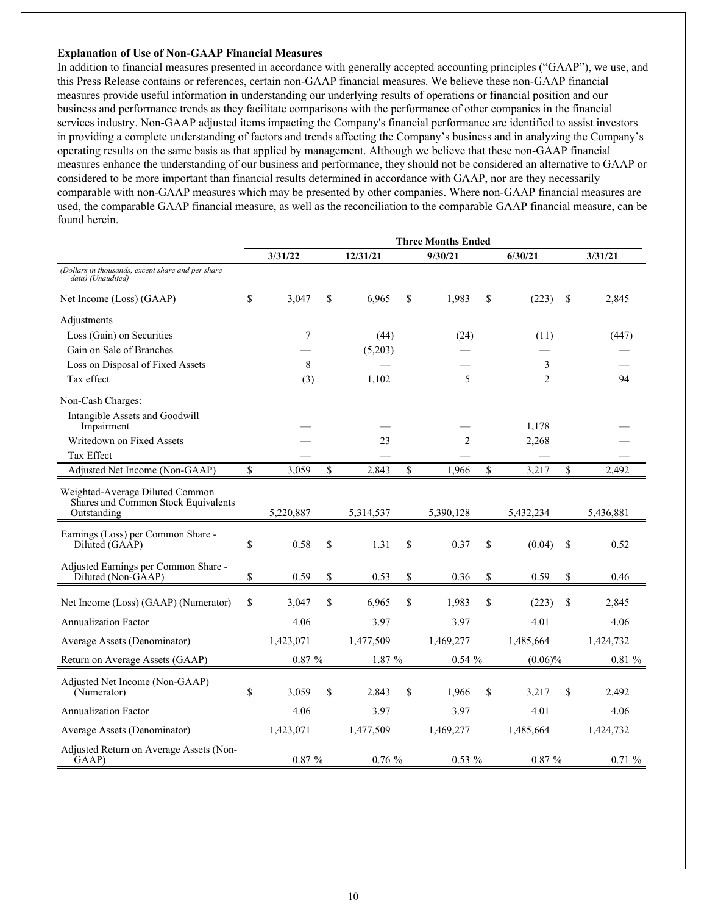**Explanation of Use of Non-GAAP Financial Measures**

In addition to financial measures presented in accordance with generally accepted accounting principles ("GAAP"), we use, and this Press Release contains or references, certain non-GAAP financial measures. We believe these non-GAAP financial measures provide useful information in understanding our underlying results of operations or financial position and our business and performance trends as they facilitate comparisons with the performance of other companies in the financial services industry. Non-GAAP adjusted items impacting the Company's financial performance are identified to assist investors in providing a complete understanding of factors and trends affecting the Company's business and in analyzing the Company's operating results on the same basis as that applied by management. Although we believe that these non-GAAP financial measures enhance the understanding of our business and performance, they should not be considered an alternative to GAAP or considered to be more important than financial results determined in accordance with GAAP, nor are they necessarily comparable with non-GAAP measures which may be presented by other companies. Where non-GAAP financial measures are used, the comparable GAAP financial measure, as well as the reconciliation to the comparable GAAP financial measure, can be found herein.

| | Three Months Ended | | | | |
|---|---|---|---|---|---|
| | 3/31/22 | 12/31/21 | 9/30/21 | 6/30/21 | 3/31/21 |
| *(Dollars in thousands, except share and per share data) (Unaudited)* | | | | | |
| Net Income (Loss) (GAAP) | $ 3,047 | $ 6,965 | $ 1,983 | $ (223) | $ 2,845 |
| Adjustments | | | | | |
| Loss (Gain) on Securities | 7 | (44) | (24) | (11) | (447) |
| Gain on Sale of Branches | — | (5,203) | — | — | — |
| Loss on Disposal of Fixed Assets | 8 | — | — | 3 | — |
| Tax effect | (3) | 1,102 | 5 | 2 | 94 |
| Non-Cash Charges: | | | | | |
| Intangible Assets and Goodwill Impairment | — | — | — | 1,178 | — |
| Writedown on Fixed Assets | — | 23 | 2 | 2,268 | — |
| Tax Effect | — | — | — | — | — |
| Adjusted Net Income (Non-GAAP) | $ 3,059 | $ 2,843 | $ 1,966 | $ 3,217 | $ 2,492 |
| Weighted-Average Diluted Common Shares and Common Stock Equivalents Outstanding | 5,220,887 | 5,314,537 | 5,390,128 | 5,432,234 | 5,436,881 |
| Earnings (Loss) per Common Share - Diluted (GAAP) | $ 0.58 | $ 1.31 | $ 0.37 | $ (0.04) | $ 0.52 |
| Adjusted Earnings per Common Share - Diluted (Non-GAAP) | $ 0.59 | $ 0.53 | $ 0.36 | $ 0.59 | $ 0.46 |
| Net Income (Loss) (GAAP) (Numerator) | $ 3,047 | $ 6,965 | $ 1,983 | $ (223) | $ 2,845 |
| Annualization Factor | 4.06 | 3.97 | 3.97 | 4.01 | 4.06 |
| Average Assets (Denominator) | 1,423,071 | 1,477,509 | 1,469,277 | 1,485,664 | 1,424,732 |
| Return on Average Assets (GAAP) | 0.87 % | 1.87 % | 0.54 % | (0.06)% | 0.81 % |
| Adjusted Net Income (Non-GAAP) (Numerator) | $ 3,059 | $ 2,843 | $ 1,966 | $ 3,217 | $ 2,492 |
| Annualization Factor | 4.06 | 3.97 | 3.97 | 4.01 | 4.06 |
| Average Assets (Denominator) | 1,423,071 | 1,477,509 | 1,469,277 | 1,485,664 | 1,424,732 |
| Adjusted Return on Average Assets (Non-GAAP) | 0.87 % | 0.76 % | 0.53 % | 0.87 % | 0.71 % |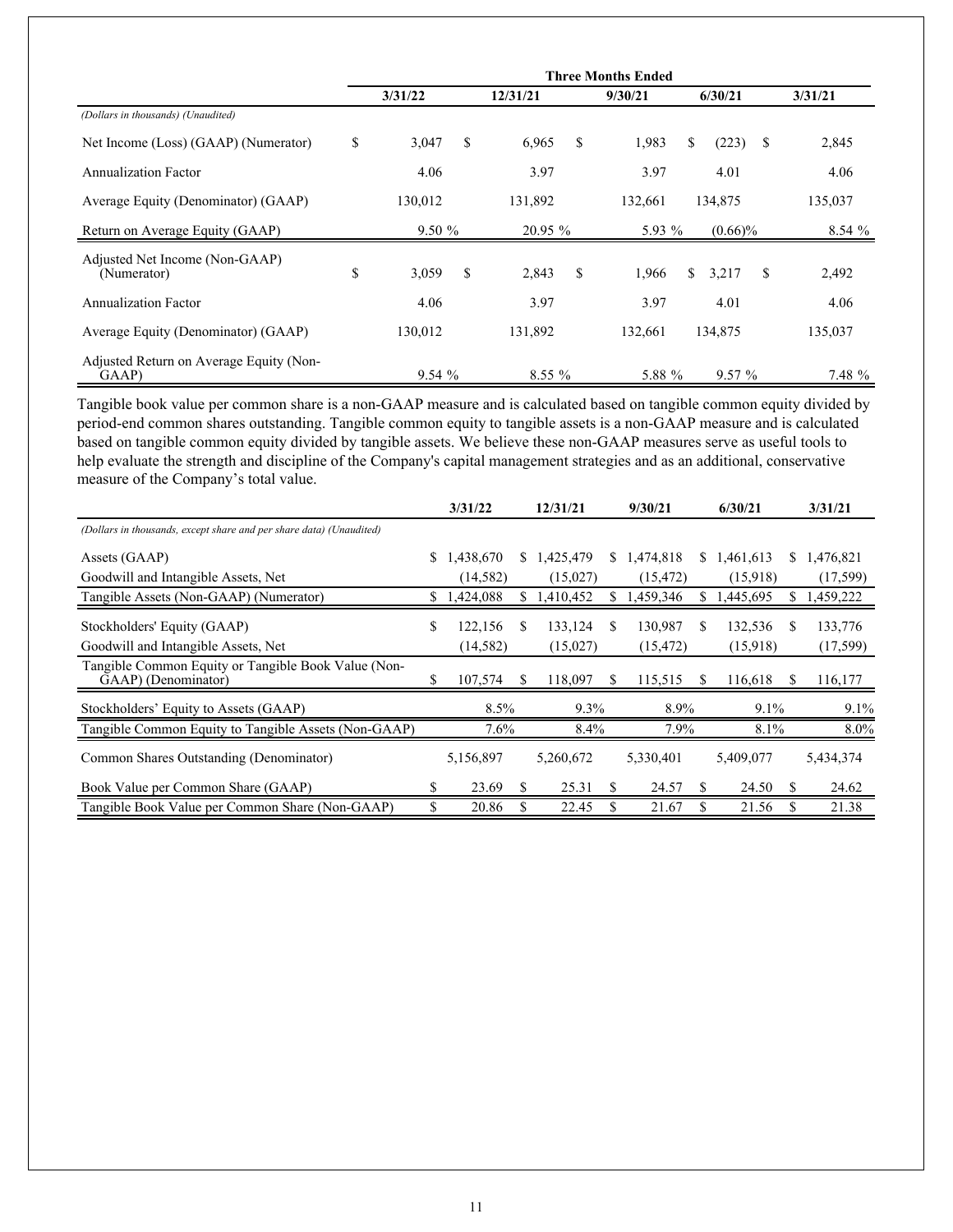| | Three Months Ended | | | | |
|---|---|---|---|---|---|
| | 3/31/22 | 12/31/21 | 9/30/21 | 6/30/21 | 3/31/21 |
| *(Dollars in thousands) (Unaudited)* | | | | | |
| Net Income (Loss) (GAAP) (Numerator) | $ 3,047 | $ 6,965 | $ 1,983 | $ (223) | $ 2,845 |
| Annualization Factor | 4.06 | 3.97 | 3.97 | 4.01 | 4.06 |
| Average Equity (Denominator) (GAAP) | 130,012 | 131,892 | 132,661 | 134,875 | 135,037 |
| Return on Average Equity (GAAP) | 9.50 % | 20.95 % | 5.93 % | (0.66)% | 8.54 % |
| Adjusted Net Income (Non-GAAP) (Numerator) | $ 3,059 | $ 2,843 | $ 1,966 | $ 3,217 | $ 2,492 |
| Annualization Factor | 4.06 | 3.97 | 3.97 | 4.01 | 4.06 |
| Average Equity (Denominator) (GAAP) | 130,012 | 131,892 | 132,661 | 134,875 | 135,037 |
| Adjusted Return on Average Equity (Non-GAAP) | 9.54 % | 8.55 % | 5.88 % | 9.57 % | 7.48 % |

Tangible book value per common share is a non-GAAP measure and is calculated based on tangible common equity divided by period-end common shares outstanding. Tangible common equity to tangible assets is a non-GAAP measure and is calculated based on tangible common equity divided by tangible assets. We believe these non-GAAP measures serve as useful tools to help evaluate the strength and discipline of the Company's capital management strategies and as an additional, conservative measure of the Company's total value.

| | 3/31/22 | 12/31/21 | 9/30/21 | 6/30/21 | 3/31/21 |
|---|---|---|---|---|---|
| *(Dollars in thousands, except share and per share data) (Unaudited)* | | | | | |
| Assets (GAAP) | $ 1,438,670 | $ 1,425,479 | $ 1,474,818 | $ 1,461,613 | $ 1,476,821 |
| Goodwill and Intangible Assets, Net | (14,582) | (15,027) | (15,472) | (15,918) | (17,599) |
| Tangible Assets (Non-GAAP) (Numerator) | $ 1,424,088 | $ 1,410,452 | $ 1,459,346 | $ 1,445,695 | $ 1,459,222 |
| Stockholders' Equity (GAAP) | $ 122,156 | $ 133,124 | $ 130,987 | $ 132,536 | $ 133,776 |
| Goodwill and Intangible Assets, Net | (14,582) | (15,027) | (15,472) | (15,918) | (17,599) |
| Tangible Common Equity or Tangible Book Value (Non-GAAP) (Denominator) | $ 107,574 | $ 118,097 | $ 115,515 | $ 116,618 | $ 116,177 |
| Stockholders' Equity to Assets (GAAP) | 8.5% | 9.3% | 8.9% | 9.1% | 9.1% |
| Tangible Common Equity to Tangible Assets (Non-GAAP) | 7.6% | 8.4% | 7.9% | 8.1% | 8.0% |
| Common Shares Outstanding (Denominator) | 5,156,897 | 5,260,672 | 5,330,401 | 5,409,077 | 5,434,374 |
| Book Value per Common Share (GAAP) | $ 23.69 | $ 25.31 | $ 24.57 | $ 24.50 | $ 24.62 |
| Tangible Book Value per Common Share (Non-GAAP) | $ 20.86 | $ 22.45 | $ 21.67 | $ 21.56 | $ 21.38 |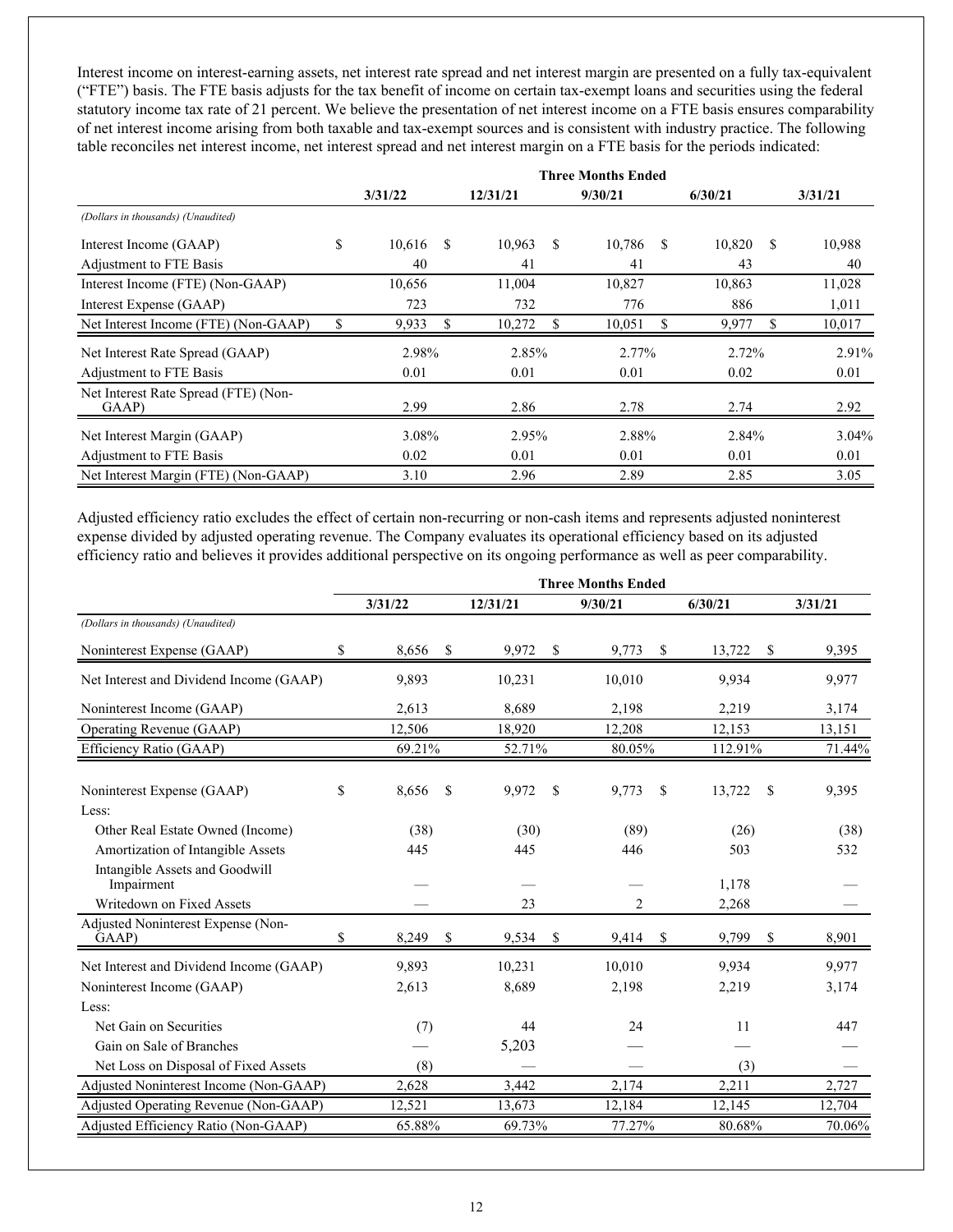Interest income on interest-earning assets, net interest rate spread and net interest margin are presented on a fully tax-equivalent ("FTE") basis. The FTE basis adjusts for the tax benefit of income on certain tax-exempt loans and securities using the federal statutory income tax rate of 21 percent. We believe the presentation of net interest income on a FTE basis ensures comparability of net interest income arising from both taxable and tax-exempt sources and is consistent with industry practice. The following table reconciles net interest income, net interest spread and net interest margin on a FTE basis for the periods indicated:

| | Three Months Ended | | | | |
|---|---|---|---|---|---|
| | 3/31/22 | 12/31/21 | 9/30/21 | 6/30/21 | 3/31/21 |
| *(Dollars in thousands) (Unaudited)* | | | | | |
| Interest Income (GAAP) | $ 10,616 | $ 10,963 | $ 10,786 | $ 10,820 | $ 10,988 |
| Adjustment to FTE Basis | 40 | 41 | 41 | 43 | 40 |
| Interest Income (FTE) (Non-GAAP) | 10,656 | 11,004 | 10,827 | 10,863 | 11,028 |
| Interest Expense (GAAP) | 723 | 732 | 776 | 886 | 1,011 |
| Net Interest Income (FTE) (Non-GAAP) | $ 9,933 | $ 10,272 | $ 10,051 | $ 9,977 | $ 10,017 |
| Net Interest Rate Spread (GAAP) | 2.98% | 2.85% | 2.77% | 2.72% | 2.91% |
| Adjustment to FTE Basis | 0.01 | 0.01 | 0.01 | 0.02 | 0.01 |
| Net Interest Rate Spread (FTE) (Non-GAAP) | 2.99 | 2.86 | 2.78 | 2.74 | 2.92 |
| Net Interest Margin (GAAP) | 3.08% | 2.95% | 2.88% | 2.84% | 3.04% |
| Adjustment to FTE Basis | 0.02 | 0.01 | 0.01 | 0.01 | 0.01 |
| Net Interest Margin (FTE) (Non-GAAP) | 3.10 | 2.96 | 2.89 | 2.85 | 3.05 |

Adjusted efficiency ratio excludes the effect of certain non-recurring or non-cash items and represents adjusted noninterest expense divided by adjusted operating revenue. The Company evaluates its operational efficiency based on its adjusted efficiency ratio and believes it provides additional perspective on its ongoing performance as well as peer comparability.

| | Three Months Ended | | | | |
|---|---|---|---|---|---|
| | 3/31/22 | 12/31/21 | 9/30/21 | 6/30/21 | 3/31/21 |
| *(Dollars in thousands) (Unaudited)* | | | | | |
| Noninterest Expense (GAAP) | $ 8,656 | $ 9,972 | $ 9,773 | $ 13,722 | $ 9,395 |
| Net Interest and Dividend Income (GAAP) | 9,893 | 10,231 | 10,010 | 9,934 | 9,977 |
| Noninterest Income (GAAP) | 2,613 | 8,689 | 2,198 | 2,219 | 3,174 |
| Operating Revenue (GAAP) | 12,506 | 18,920 | 12,208 | 12,153 | 13,151 |
| Efficiency Ratio (GAAP) | 69.21% | 52.71% | 80.05% | 112.91% | 71.44% |
| Noninterest Expense (GAAP) | $ 8,656 | $ 9,972 | $ 9,773 | $ 13,722 | $ 9,395 |
| Less: | | | | | |
| Other Real Estate Owned (Income) | (38) | (30) | (89) | (26) | (38) |
| Amortization of Intangible Assets | 445 | 445 | 446 | 503 | 532 |
| Intangible Assets and Goodwill Impairment | — | — | — | 1,178 | — |
| Writedown on Fixed Assets | — | 23 | 2 | 2,268 | — |
| Adjusted Noninterest Expense (Non-GAAP) | $ 8,249 | $ 9,534 | $ 9,414 | $ 9,799 | $ 8,901 |
| Net Interest and Dividend Income (GAAP) | 9,893 | 10,231 | 10,010 | 9,934 | 9,977 |
| Noninterest Income (GAAP) | 2,613 | 8,689 | 2,198 | 2,219 | 3,174 |
| Less: | | | | | |
| Net Gain on Securities | (7) | 44 | 24 | 11 | 447 |
| Gain on Sale of Branches | — | 5,203 | — | — | — |
| Net Loss on Disposal of Fixed Assets | (8) | — | — | (3) | — |
| Adjusted Noninterest Income (Non-GAAP) | 2,628 | 3,442 | 2,174 | 2,211 | 2,727 |
| Adjusted Operating Revenue (Non-GAAP) | 12,521 | 13,673 | 12,184 | 12,145 | 12,704 |
| Adjusted Efficiency Ratio (Non-GAAP) | 65.88% | 69.73% | 77.27% | 80.68% | 70.06% |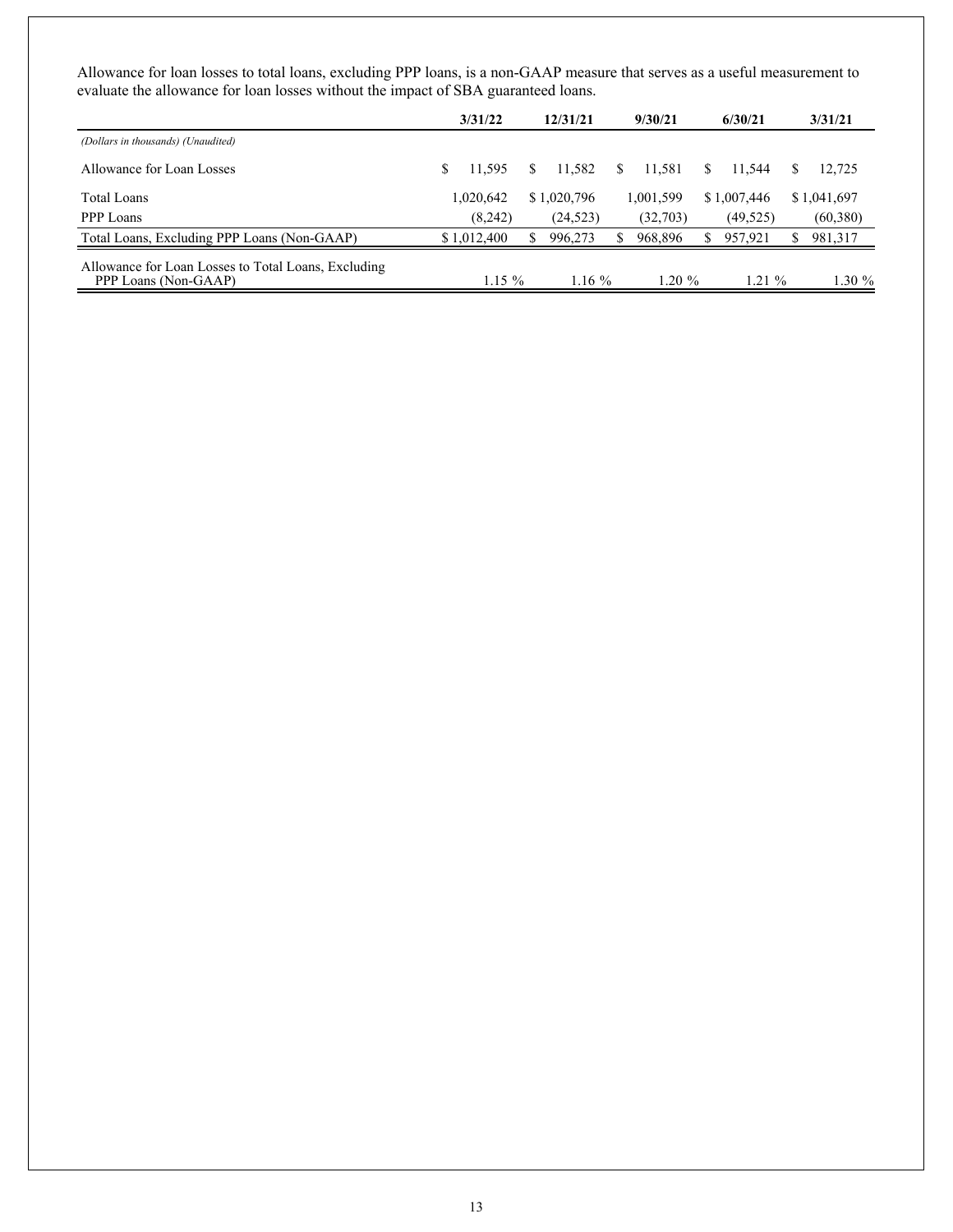Allowance for loan losses to total loans, excluding PPP loans, is a non-GAAP measure that serves as a useful measurement to evaluate the allowance for loan losses without the impact of SBA guaranteed loans.

| | 3/31/22 | 12/31/21 | 9/30/21 | 6/30/21 | 3/31/21 |
|---|---|---|---|---|---|
| *(Dollars in thousands) (Unaudited)* | | | | | |
| Allowance for Loan Losses | $ 11,595 | $ 11,582 | $ 11,581 | $ 11,544 | $ 12,725 |
| Total Loans | 1,020,642 | $ 1,020,796 | 1,001,599 | $ 1,007,446 | $ 1,041,697 |
| PPP Loans | (8,242) | (24,523) | (32,703) | (49,525) | (60,380) |
| Total Loans, Excluding PPP Loans (Non-GAAP) | $ 1,012,400 | $ 996,273 | $ 968,896 | $ 957,921 | $ 981,317 |
| Allowance for Loan Losses to Total Loans, Excluding PPP Loans (Non-GAAP) | 1.15 % | 1.16 % | 1.20 % | 1.21 % | 1.30 % |